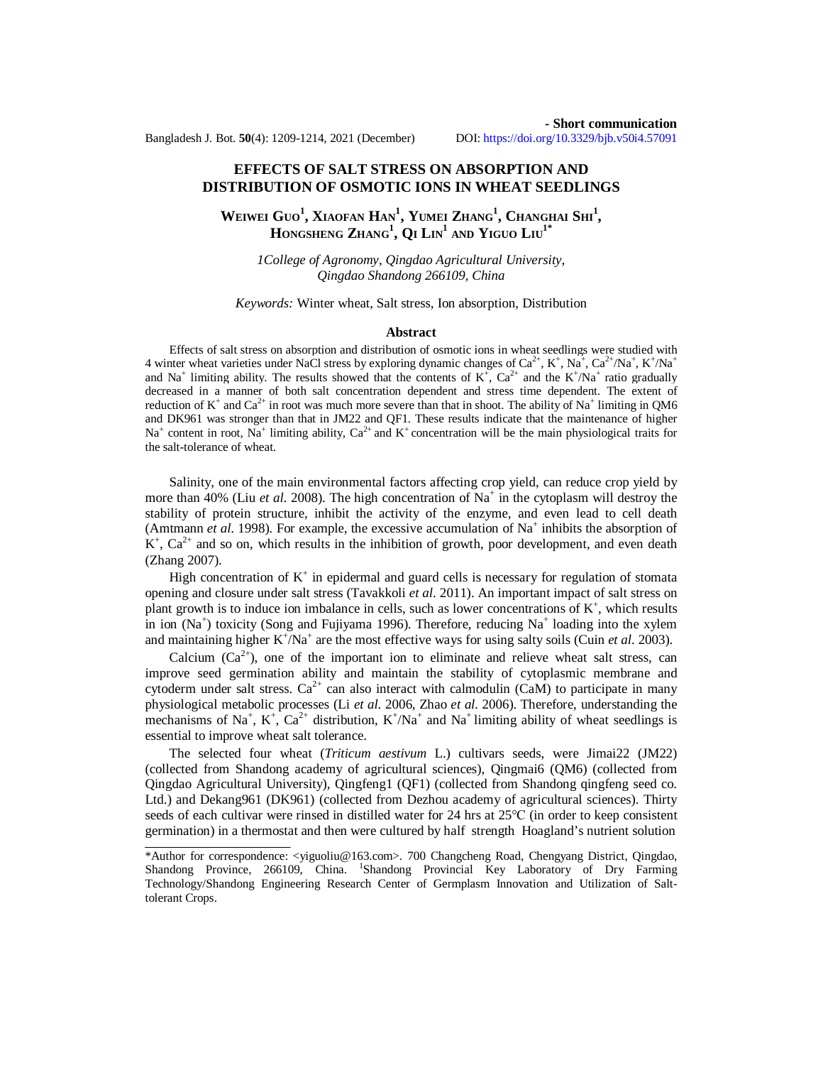- **Short communication**

# EFFECTS OF SALT STRESS ON ABSORPTION AND DISTRIBUTION OF OSMOTIC IONS IN WHEAT SEEDLINGS

**Weiwei Guo[1], Xiaofan Han[1], Yumei Zhang[1], Changhai Shi[1], Hongsheng Zhang[1], Qi Lin[1] and Yiguo Liu[1*]**

*1College of Agronomy, Qingdao Agricultural University, Qingdao Shandong 266109, China*

*Keywords:* Winter wheat, Salt stress, Ion absorption, Distribution

## Abstract

Effects of salt stress on absorption and distribution of osmotic ions in wheat seedlings were studied with 4 winter wheat varieties under NaCl stress by exploring dynamic changes of $Ca^{2+}$, $K^+$, $Na^+$, $Ca^{2+}/Na^+$, $K^+/Na^+$ and $Na^+$ limiting ability. The results showed that the contents of $K^+$, $Ca^{2+}$ and the $K^+/Na^+$ ratio gradually decreased in a manner of both salt concentration dependent and stress time dependent. The extent of reduction of $K^+$ and $Ca^{2+}$ in root was much more severe than that in shoot. The ability of $Na^+$ limiting in QM6 and DK961 was stronger than that in JM22 and QF1. These results indicate that the maintenance of higher $Na^+$ content in root, $Na^+$ limiting ability, $Ca^{2+}$ and $K^+$ concentration will be the main physiological traits for the salt-tolerance of wheat.

Salinity, one of the main environmental factors affecting crop yield, can reduce crop yield by more than 40% (Liu *et al*. 2008). The high concentration of $Na^+$ in the cytoplasm will destroy the stability of protein structure, inhibit the activity of the enzyme, and even lead to cell death (Amtmann *et al*. 1998). For example, the excessive accumulation of $Na^+$ inhibits the absorption of $K^+$, $Ca^{2+}$ and so on, which results in the inhibition of growth, poor development, and even death (Zhang 2007).

High concentration of $K^+$ in epidermal and guard cells is necessary for regulation of stomata opening and closure under salt stress (Tavakkoli *et al*. 2011). An important impact of salt stress on plant growth is to induce ion imbalance in cells, such as lower concentrations of $K^+$, which results in ion ($Na^+$) toxicity (Song and Fujiyama 1996). Therefore, reducing $Na^+$ loading into the xylem and maintaining higher $K^+/Na^+$ are the most effective ways for using salty soils (Cuin *et al*. 2003).

Calcium ($Ca^{2+}$), one of the important ion to eliminate and relieve wheat salt stress, can improve seed germination ability and maintain the stability of cytoplasmic membrane and cytoderm under salt stress. $Ca^{2+}$ can also interact with calmodulin (CaM) to participate in many physiological metabolic processes (Li *et al*. 2006, Zhao *et al*. 2006). Therefore, understanding the mechanisms of $Na^+$, $K^+$, $Ca^{2+}$ distribution, $K^+/Na^+$ and $Na^+$ limiting ability of wheat seedlings is essential to improve wheat salt tolerance.

The selected four wheat (*Triticum aestivum* L.) cultivars seeds, were Jimai22 (JM22) (collected from Shandong academy of agricultural sciences), Qingmai6 (QM6) (collected from Qingdao Agricultural University), Qingfeng1 (QF1) (collected from Shandong qingfeng seed co. Ltd.) and Dekang961 (DK961) (collected from Dezhou academy of agricultural sciences). Thirty seeds of each cultivar were rinsed in distilled water for 24 hrs at 25°C (in order to keep consistent germination) in a thermostat and then were cultured by half strength Hoagland's nutrient solution

---

*Author for correspondence: <yiguoliu@163.com>. 700 Changcheng Road, Chengyang District, Qingdao, Shandong Province, 266109, China. [1]Shandong Provincial Key Laboratory of Dry Farming Technology/Shandong Engineering Research Center of Germplasm Innovation and Utilization of Salt-tolerant Crops.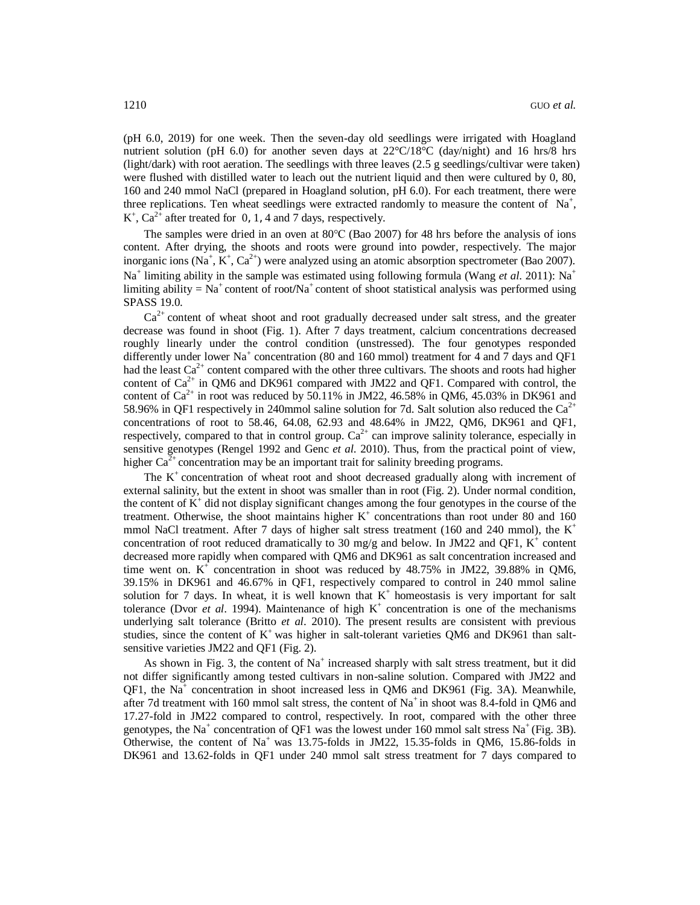(pH 6.0, 2019) for one week. Then the seven-day old seedlings were irrigated with Hoagland nutrient solution (pH 6.0) for another seven days at 22°C/18°C (day/night) and 16 hrs/8 hrs (light/dark) with root aeration. The seedlings with three leaves (2.5 g seedlings/cultivar were taken) were flushed with distilled water to leach out the nutrient liquid and then were cultured by 0, 80, 160 and 240 mmol NaCl (prepared in Hoagland solution, pH 6.0). For each treatment, there were three replications. Ten wheat seedlings were extracted randomly to measure the content of $Na^+$, $K^+$, $Ca^{2+}$ after treated for 0, 1, 4 and 7 days, respectively.

The samples were dried in an oven at 80°C (Bao 2007) for 48 hrs before the analysis of ions content. After drying, the shoots and roots were ground into powder, respectively. The major inorganic ions ($Na^+$, $K^+$, $Ca^{2+}$) were analyzed using an atomic absorption spectrometer (Bao 2007). $Na^+$ limiting ability in the sample was estimated using following formula (Wang *et al.* 2011): $Na^+$ limiting ability = $Na^+$ content of root/$Na^+$ content of shoot statistical analysis was performed using SPASS 19.0.

$Ca^{2+}$ content of wheat shoot and root gradually decreased under salt stress, and the greater decrease was found in shoot (Fig. 1). After 7 days treatment, calcium concentrations decreased roughly linearly under the control condition (unstressed). The four genotypes responded differently under lower $Na^+$ concentration (80 and 160 mmol) treatment for 4 and 7 days and QF1 had the least $Ca^{2+}$ content compared with the other three cultivars. The shoots and roots had higher content of $Ca^{2+}$ in QM6 and DK961 compared with JM22 and QF1. Compared with control, the content of $Ca^{2+}$ in root was reduced by 50.11% in JM22, 46.58% in QM6, 45.03% in DK961 and 58.96% in QF1 respectively in 240mmol saline solution for 7d. Salt solution also reduced the $Ca^{2+}$ concentrations of root to 58.46, 64.08, 62.93 and 48.64% in JM22, QM6, DK961 and QF1, respectively, compared to that in control group. $Ca^{2+}$ can improve salinity tolerance, especially in sensitive genotypes (Rengel 1992 and Genc *et al.* 2010). Thus, from the practical point of view, higher $Ca^{2+}$ concentration may be an important trait for salinity breeding programs.

The $K^+$ concentration of wheat root and shoot decreased gradually along with increment of external salinity, but the extent in shoot was smaller than in root (Fig. 2). Under normal condition, the content of $K^+$ did not display significant changes among the four genotypes in the course of the treatment. Otherwise, the shoot maintains higher $K^+$ concentrations than root under 80 and 160 mmol NaCl treatment. After 7 days of higher salt stress treatment (160 and 240 mmol), the $K^+$ concentration of root reduced dramatically to 30 mg/g and below. In JM22 and QF1, $K^+$ content decreased more rapidly when compared with QM6 and DK961 as salt concentration increased and time went on. $K^+$ concentration in shoot was reduced by 48.75% in JM22, 39.88% in QM6, 39.15% in DK961 and 46.67% in QF1, respectively compared to control in 240 mmol saline solution for 7 days. In wheat, it is well known that $K^+$ homeostasis is very important for salt tolerance (Dvor *et al.* 1994). Maintenance of high $K^+$ concentration is one of the mechanisms underlying salt tolerance (Britto *et al.* 2010). The present results are consistent with previous studies, since the content of $K^+$ was higher in salt-tolerant varieties QM6 and DK961 than salt-sensitive varieties JM22 and QF1 (Fig. 2).

As shown in Fig. 3, the content of $Na^+$ increased sharply with salt stress treatment, but it did not differ significantly among tested cultivars in non-saline solution. Compared with JM22 and QF1, the $Na^+$ concentration in shoot increased less in QM6 and DK961 (Fig. 3A). Meanwhile, after 7d treatment with 160 mmol salt stress, the content of $Na^+$ in shoot was 8.4-fold in QM6 and 17.27-fold in JM22 compared to control, respectively. In root, compared with the other three genotypes, the $Na^+$ concentration of QF1 was the lowest under 160 mmol salt stress $Na^+$ (Fig. 3B). Otherwise, the content of $Na^+$ was 13.75-folds in JM22, 15.35-folds in QM6, 15.86-folds in DK961 and 13.62-folds in QF1 under 240 mmol salt stress treatment for 7 days compared to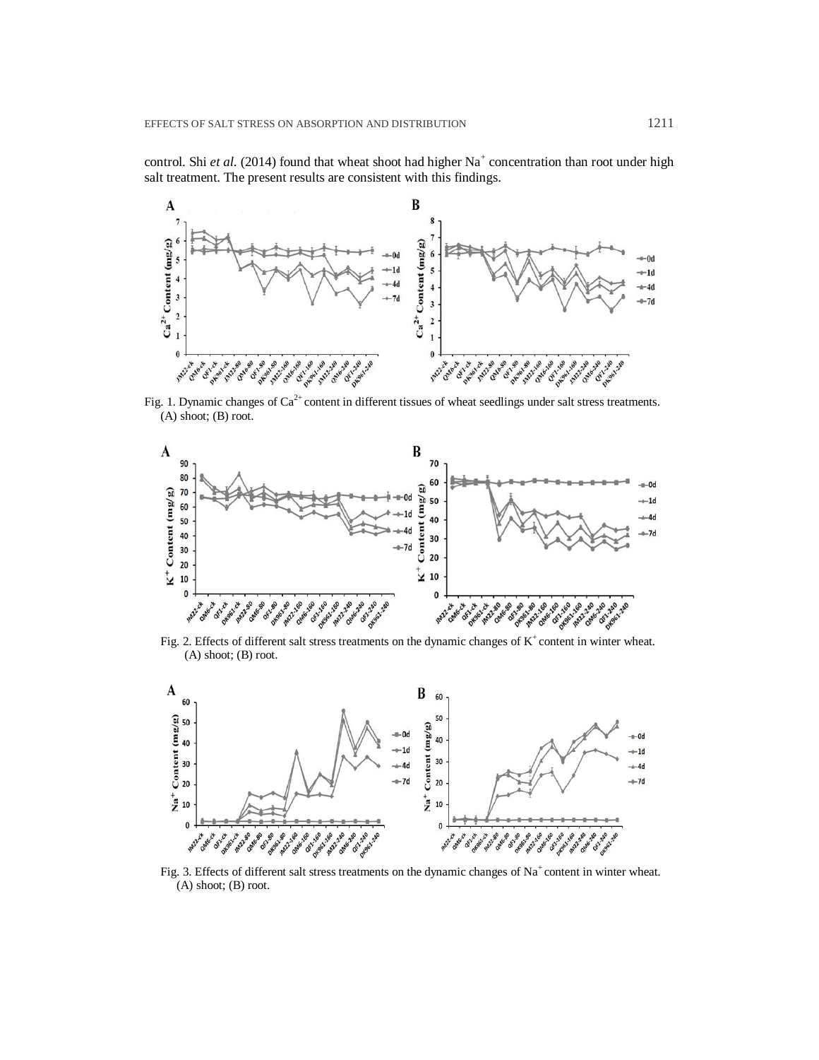control. Shi *et al.* (2014) found that wheat shoot had higher $Na^+$ concentration than root under high salt treatment. The present results are consistent with this findings.

Fig. 1. Dynamic changes of $Ca^{2+}$ content in different tissues of wheat seedlings under salt stress treatments. (A) shoot; (B) root.

Fig. 2. Effects of different salt stress treatments on the dynamic changes of $K^+$ content in winter wheat. (A) shoot; (B) root.

Fig. 3. Effects of different salt stress treatments on the dynamic changes of $Na^+$ content in winter wheat. (A) shoot; (B) root.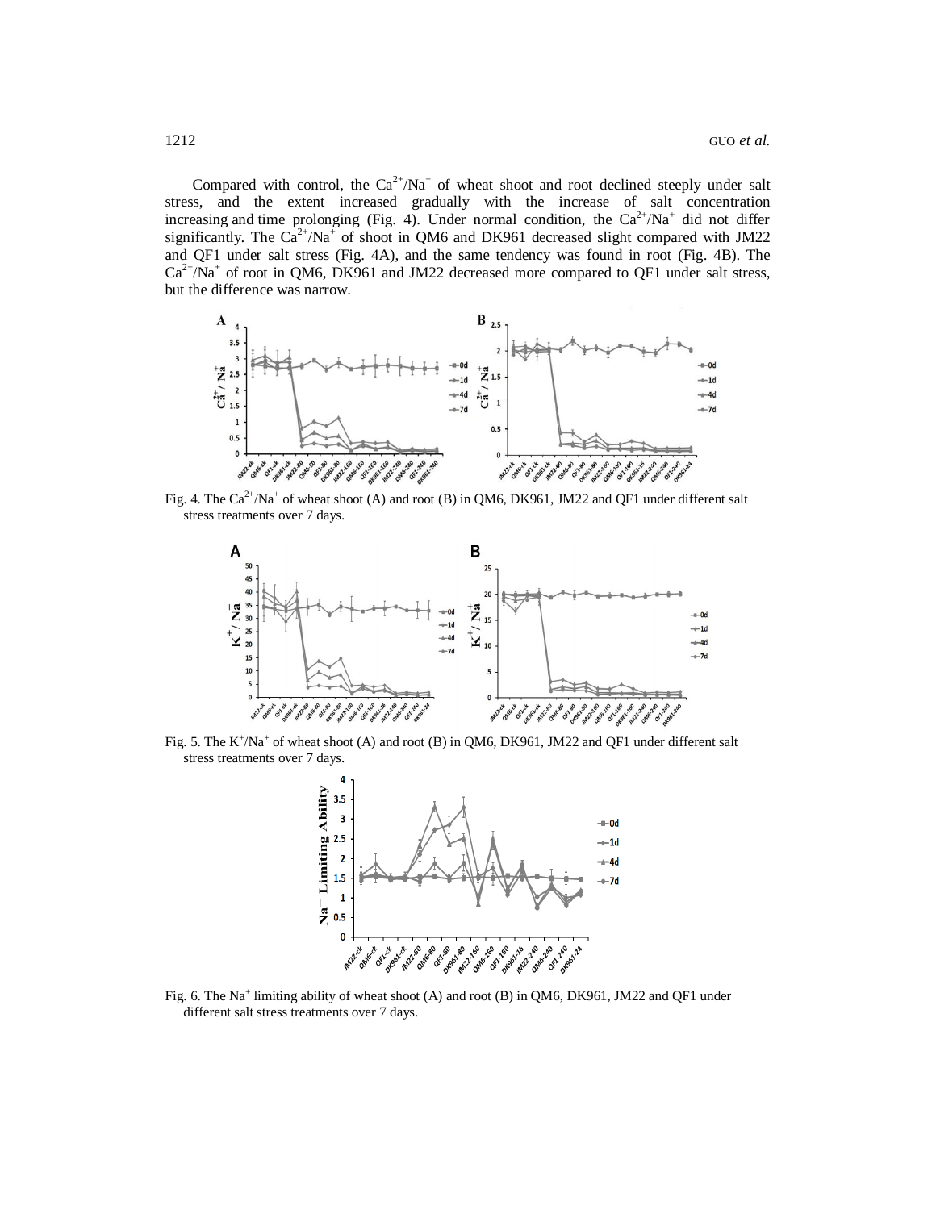Compared with control, the $Ca^{2+}/Na^{+}$ of wheat shoot and root declined steeply under salt stress, and the extent increased gradually with the increase of salt concentration increasing and time prolonging (Fig. 4). Under normal condition, the $Ca^{2+}/Na^{+}$ did not differ significantly. The $Ca^{2+}/Na^{+}$ of shoot in QM6 and DK961 decreased slight compared with JM22 and QF1 under salt stress (Fig. 4A), and the same tendency was found in root (Fig. 4B). The $Ca^{2+}/Na^{+}$ of root in QM6, DK961 and JM22 decreased more compared to QF1 under salt stress, but the difference was narrow.

Fig. 4. The $Ca^{2+}/Na^{+}$ of wheat shoot (A) and root (B) in QM6, DK961, JM22 and QF1 under different salt stress treatments over 7 days.

Fig. 5. The $K^{+}/Na^{+}$ of wheat shoot (A) and root (B) in QM6, DK961, JM22 and QF1 under different salt stress treatments over 7 days.

Fig. 6. The $Na^{+}$ limiting ability of wheat shoot (A) and root (B) in QM6, DK961, JM22 and QF1 under different salt stress treatments over 7 days.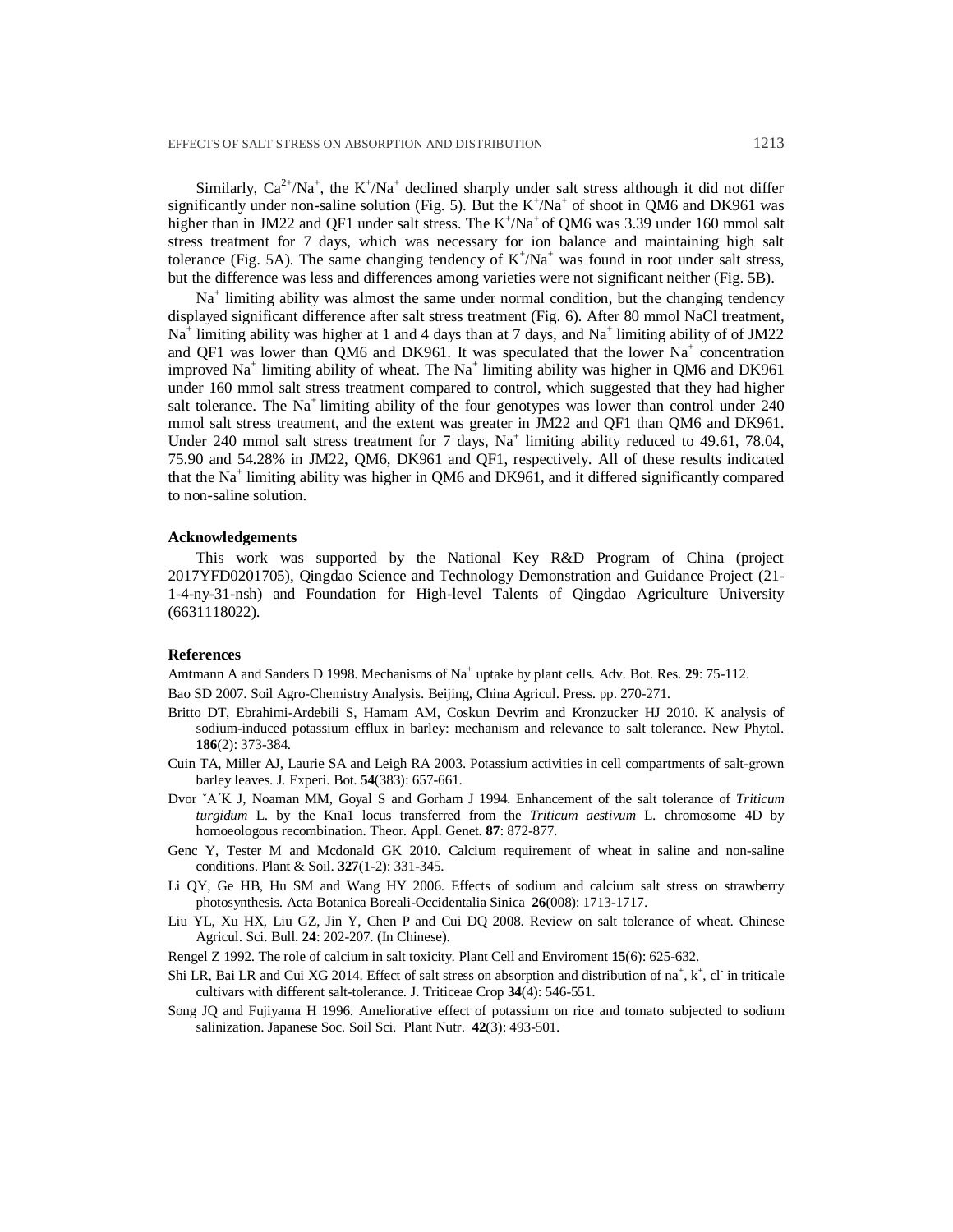Similarly, $Ca^{2+}/Na^+$, the $K^+/Na^+$ declined sharply under salt stress although it did not differ significantly under non-saline solution (Fig. 5). But the $K^+/Na^+$ of shoot in QM6 and DK961 was higher than in JM22 and QF1 under salt stress. The $K^+/Na^+$ of QM6 was 3.39 under 160 mmol salt stress treatment for 7 days, which was necessary for ion balance and maintaining high salt tolerance (Fig. 5A). The same changing tendency of $K^+/Na^+$ was found in root under salt stress, but the difference was less and differences among varieties were not significant neither (Fig. 5B).

$Na^+$ limiting ability was almost the same under normal condition, but the changing tendency displayed significant difference after salt stress treatment (Fig. 6). After 80 mmol NaCl treatment, $Na^+$ limiting ability was higher at 1 and 4 days than at 7 days, and $Na^+$ limiting ability of of JM22 and QF1 was lower than QM6 and DK961. It was speculated that the lower $Na^+$ concentration improved $Na^+$ limiting ability of wheat. The $Na^+$ limiting ability was higher in QM6 and DK961 under 160 mmol salt stress treatment compared to control, which suggested that they had higher salt tolerance. The $Na^+$ limiting ability of the four genotypes was lower than control under 240 mmol salt stress treatment, and the extent was greater in JM22 and QF1 than QM6 and DK961. Under 240 mmol salt stress treatment for 7 days, $Na^+$ limiting ability reduced to 49.61, 78.04, 75.90 and 54.28% in JM22, QM6, DK961 and QF1, respectively. All of these results indicated that the $Na^+$ limiting ability was higher in QM6 and DK961, and it differed significantly compared to non-saline solution.

## Acknowledgements

This work was supported by the National Key R&D Program of China (project 2017YFD0201705), Qingdao Science and Technology Demonstration and Guidance Project (21-1-4-ny-31-nsh) and Foundation for High-level Talents of Qingdao Agriculture University (6631118022).

## References

Amtmann A and Sanders D 1998. Mechanisms of $Na^+$ uptake by plant cells. Adv. Bot. Res. **29**: 75-112.

Bao SD 2007. Soil Agro-Chemistry Analysis. Beijing, China Agricul. Press. pp. 270-271.

Britto DT, Ebrahimi-Ardebili S, Hamam AM, Coskun Devrim and Kronzucker HJ 2010. K analysis of sodium-induced potassium efflux in barley: mechanism and relevance to salt tolerance. New Phytol. **186**(2): 373-384.

Cuin TA, Miller AJ, Laurie SA and Leigh RA 2003. Potassium activities in cell compartments of salt-grown barley leaves. J. Experi. Bot. **54**(383): 657-661.

Dvor ˇA´K J, Noaman MM, Goyal S and Gorham J 1994. Enhancement of the salt tolerance of *Triticum turgidum* L. by the Kna1 locus transferred from the *Triticum aestivum* L. chromosome 4D by homoeologous recombination. Theor. Appl. Genet. **87**: 872-877.

Genc Y, Tester M and Mcdonald GK 2010. Calcium requirement of wheat in saline and non-saline conditions. Plant & Soil. **327**(1-2): 331-345.

Li QY, Ge HB, Hu SM and Wang HY 2006. Effects of sodium and calcium salt stress on strawberry photosynthesis. Acta Botanica Boreali-Occidentalia Sinica **26**(008): 1713-1717.

Liu YL, Xu HX, Liu GZ, Jin Y, Chen P and Cui DQ 2008. Review on salt tolerance of wheat. Chinese Agricul. Sci. Bull. **24**: 202-207. (In Chinese).

Rengel Z 1992. The role of calcium in salt toxicity. Plant Cell and Enviroment **15**(6): 625-632.

Shi LR, Bai LR and Cui XG 2014. Effect of salt stress on absorption and distribution of $na^+$, $k^+$, $cl^-$ in triticale cultivars with different salt-tolerance. J. Triticeae Crop **34**(4): 546-551.

Song JQ and Fujiyama H 1996. Ameliorative effect of potassium on rice and tomato subjected to sodium salinization. Japanese Soc. Soil Sci. Plant Nutr. **42**(3): 493-501.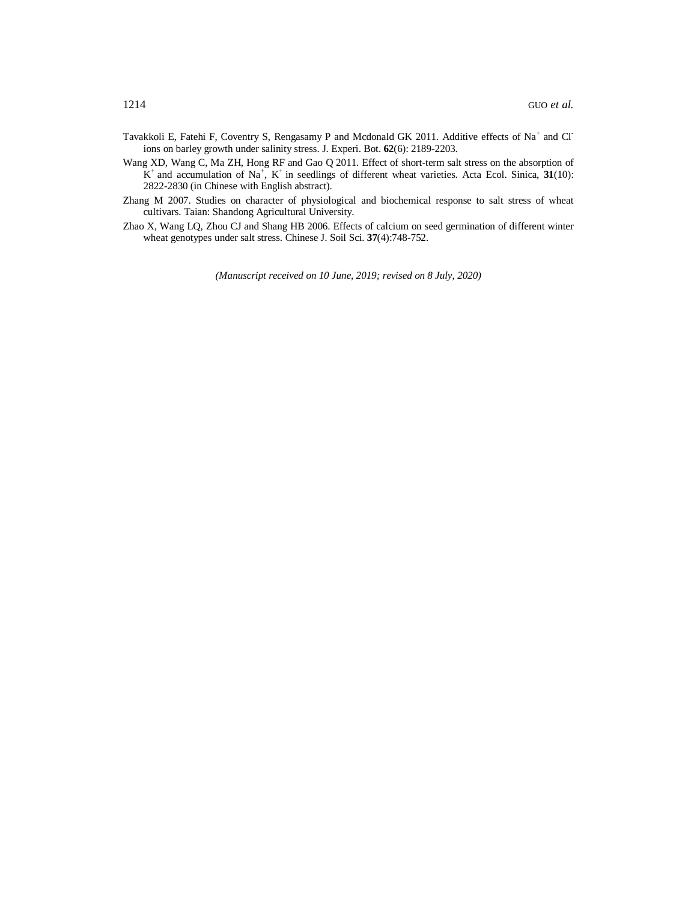Tavakkoli E, Fatehi F, Coventry S, Rengasamy P and Mcdonald GK 2011. Additive effects of $Na^+$ and $Cl^-$ ions on barley growth under salinity stress. J. Experi. Bot. **62**(6): 2189-2203.

Wang XD, Wang C, Ma ZH, Hong RF and Gao Q 2011. Effect of short-term salt stress on the absorption of $K^+$ and accumulation of $Na^+$, $K^+$ in seedlings of different wheat varieties. Acta Ecol. Sinica, **31**(10): 2822-2830 (in Chinese with English abstract).

Zhang M 2007. Studies on character of physiological and biochemical response to salt stress of wheat cultivars. Taian: Shandong Agricultural University.

Zhao X, Wang LQ, Zhou CJ and Shang HB 2006. Effects of calcium on seed germination of different winter wheat genotypes under salt stress. Chinese J. Soil Sci. **37**(4):748-752.

*(Manuscript received on 10 June, 2019; revised on 8 July, 2020)*